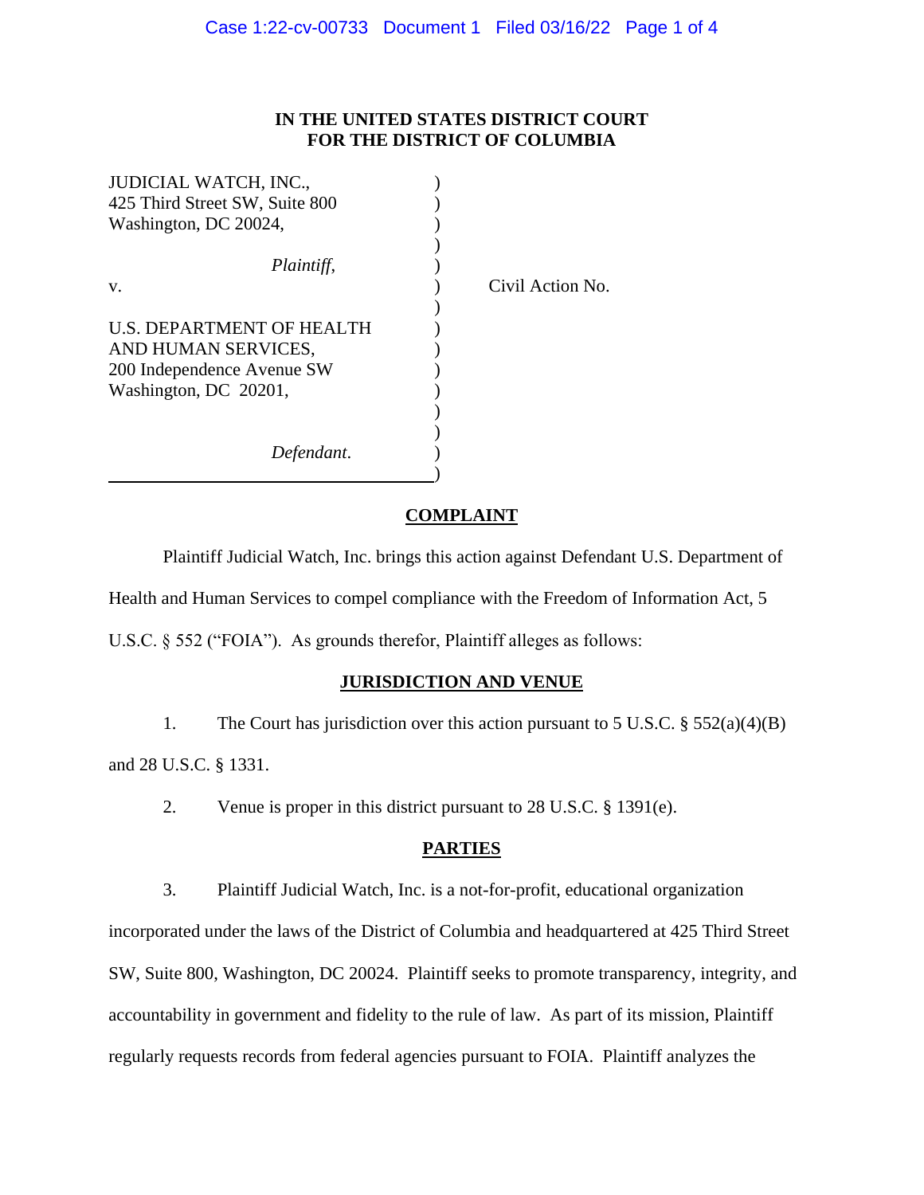**IN THE UNITED STATES DISTRICT COURT**
**FOR THE DISTRICT OF COLUMBIA**

| | | |
|---|---|---|
| JUDICIAL WATCH, INC.,<br>425 Third Street SW, Suite 800<br>Washington, DC 20024,<br><br>*Plaintiff*,<br><br>v.<br><br>U.S. DEPARTMENT OF HEALTH AND HUMAN SERVICES,<br>200 Independence Avenue SW<br>Washington, DC 20201,<br><br>*Defendant*. | ) | Civil Action No. |

## COMPLAINT

Plaintiff Judicial Watch, Inc. brings this action against Defendant U.S. Department of Health and Human Services to compel compliance with the Freedom of Information Act, 5 U.S.C. § 552 ("FOIA"). As grounds therefor, Plaintiff alleges as follows:

## JURISDICTION AND VENUE

1. The Court has jurisdiction over this action pursuant to 5 U.S.C. § 552(a)(4)(B) and 28 U.S.C. § 1331.

2. Venue is proper in this district pursuant to 28 U.S.C. § 1391(e).

## PARTIES

3. Plaintiff Judicial Watch, Inc. is a not-for-profit, educational organization incorporated under the laws of the District of Columbia and headquartered at 425 Third Street SW, Suite 800, Washington, DC 20024. Plaintiff seeks to promote transparency, integrity, and accountability in government and fidelity to the rule of law. As part of its mission, Plaintiff regularly requests records from federal agencies pursuant to FOIA. Plaintiff analyzes the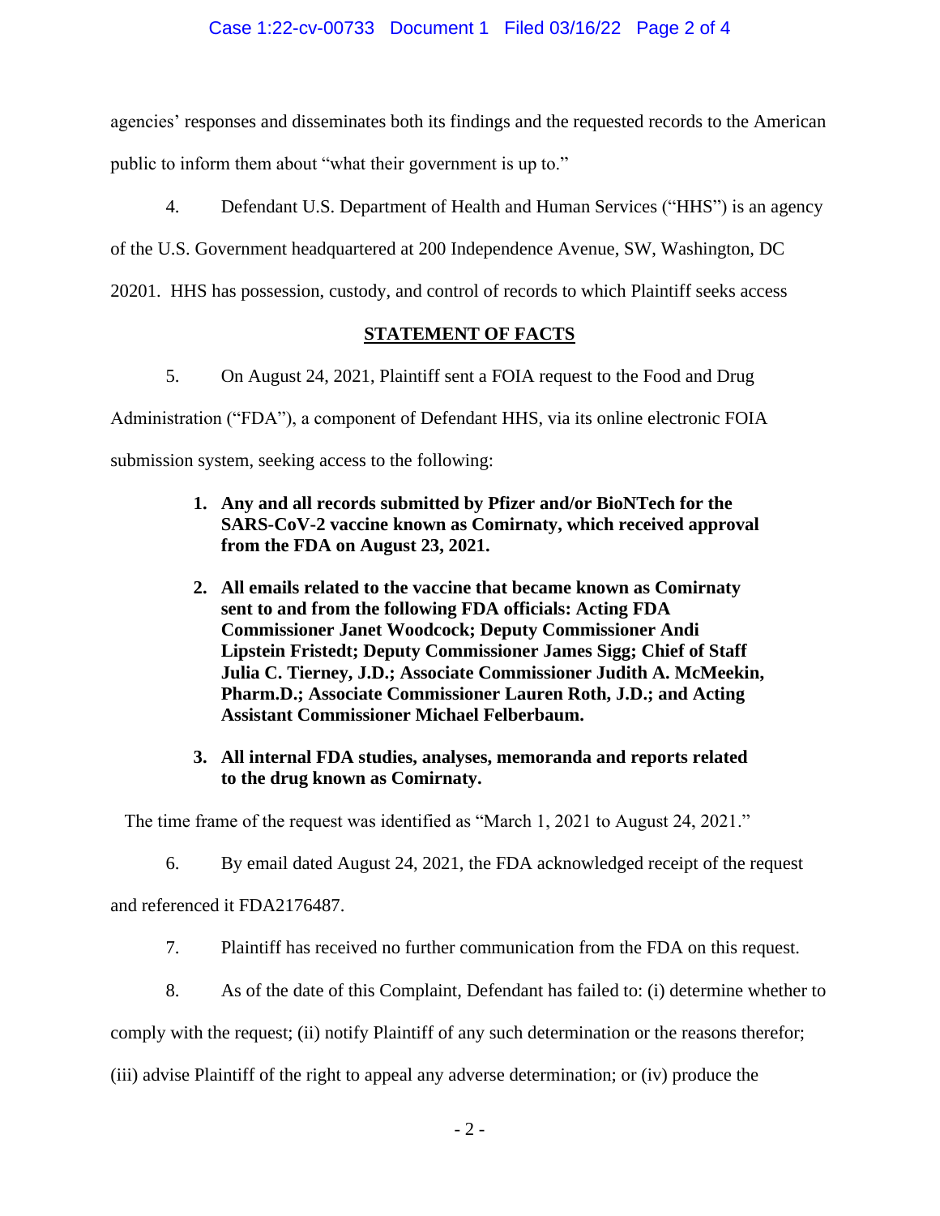agencies' responses and disseminates both its findings and the requested records to the American public to inform them about "what their government is up to."

4. Defendant U.S. Department of Health and Human Services ("HHS") is an agency of the U.S. Government headquartered at 200 Independence Avenue, SW, Washington, DC 20201. HHS has possession, custody, and control of records to which Plaintiff seeks access

## STATEMENT OF FACTS

5. On August 24, 2021, Plaintiff sent a FOIA request to the Food and Drug Administration ("FDA"), a component of Defendant HHS, via its online electronic FOIA submission system, seeking access to the following:

> **1. Any and all records submitted by Pfizer and/or BioNTech for the SARS-CoV-2 vaccine known as Comirnaty, which received approval from the FDA on August 23, 2021.**
>
> **2. All emails related to the vaccine that became known as Comirnaty sent to and from the following FDA officials: Acting FDA Commissioner Janet Woodcock; Deputy Commissioner Andi Lipstein Fristedt; Deputy Commissioner James Sigg; Chief of Staff Julia C. Tierney, J.D.; Associate Commissioner Judith A. McMeekin, Pharm.D.; Associate Commissioner Lauren Roth, J.D.; and Acting Assistant Commissioner Michael Felberbaum.**
>
> **3. All internal FDA studies, analyses, memoranda and reports related to the drug known as Comirnaty.**

The time frame of the request was identified as "March 1, 2021 to August 24, 2021."

6. By email dated August 24, 2021, the FDA acknowledged receipt of the request and referenced it FDA2176487.

7. Plaintiff has received no further communication from the FDA on this request.

8. As of the date of this Complaint, Defendant has failed to: (i) determine whether to comply with the request; (ii) notify Plaintiff of any such determination or the reasons therefor; (iii) advise Plaintiff of the right to appeal any adverse determination; or (iv) produce the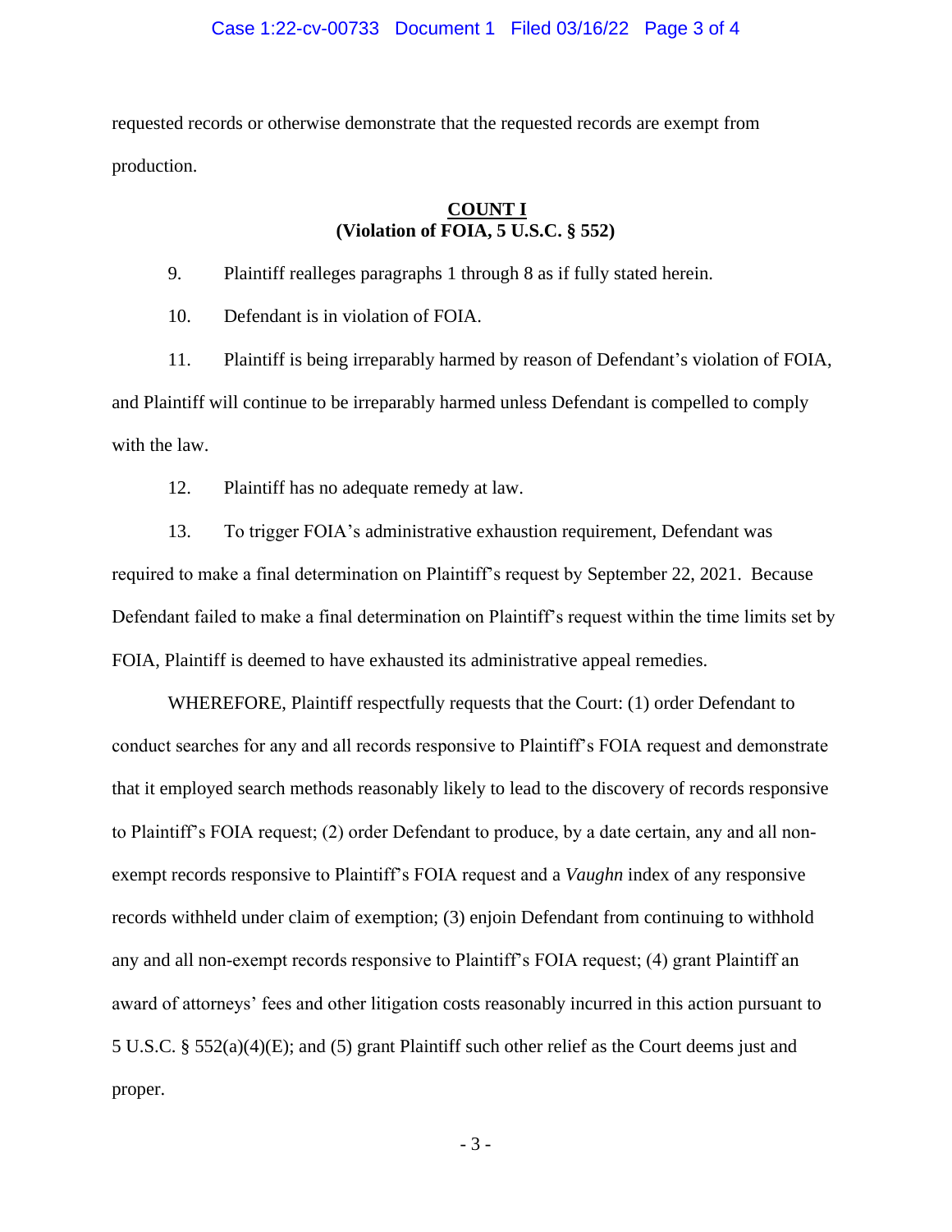requested records or otherwise demonstrate that the requested records are exempt from production.

**COUNT I**
**(Violation of FOIA, 5 U.S.C. § 552)**

9. Plaintiff realleges paragraphs 1 through 8 as if fully stated herein.

10. Defendant is in violation of FOIA.

11. Plaintiff is being irreparably harmed by reason of Defendant's violation of FOIA, and Plaintiff will continue to be irreparably harmed unless Defendant is compelled to comply with the law.

12. Plaintiff has no adequate remedy at law.

13. To trigger FOIA's administrative exhaustion requirement, Defendant was required to make a final determination on Plaintiff's request by September 22, 2021. Because Defendant failed to make a final determination on Plaintiff's request within the time limits set by FOIA, Plaintiff is deemed to have exhausted its administrative appeal remedies.

WHEREFORE, Plaintiff respectfully requests that the Court: (1) order Defendant to conduct searches for any and all records responsive to Plaintiff's FOIA request and demonstrate that it employed search methods reasonably likely to lead to the discovery of records responsive to Plaintiff's FOIA request; (2) order Defendant to produce, by a date certain, any and all non-exempt records responsive to Plaintiff's FOIA request and a *Vaughn* index of any responsive records withheld under claim of exemption; (3) enjoin Defendant from continuing to withhold any and all non-exempt records responsive to Plaintiff's FOIA request; (4) grant Plaintiff an award of attorneys' fees and other litigation costs reasonably incurred in this action pursuant to 5 U.S.C. § 552(a)(4)(E); and (5) grant Plaintiff such other relief as the Court deems just and proper.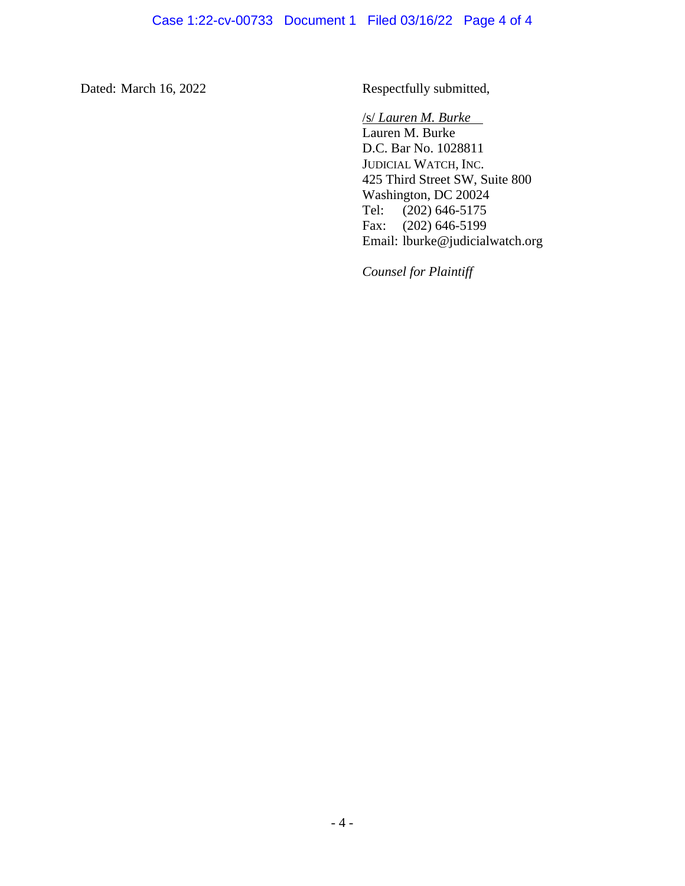Dated: March 16, 2022

Respectfully submitted,

/s/ *Lauren M. Burke*
Lauren M. Burke
D.C. Bar No. 1028811
JUDICIAL WATCH, INC.
425 Third Street SW, Suite 800
Washington, DC 20024
Tel: (202) 646-5175
Fax: (202) 646-5199
Email: lburke@judicialwatch.org

*Counsel for Plaintiff*